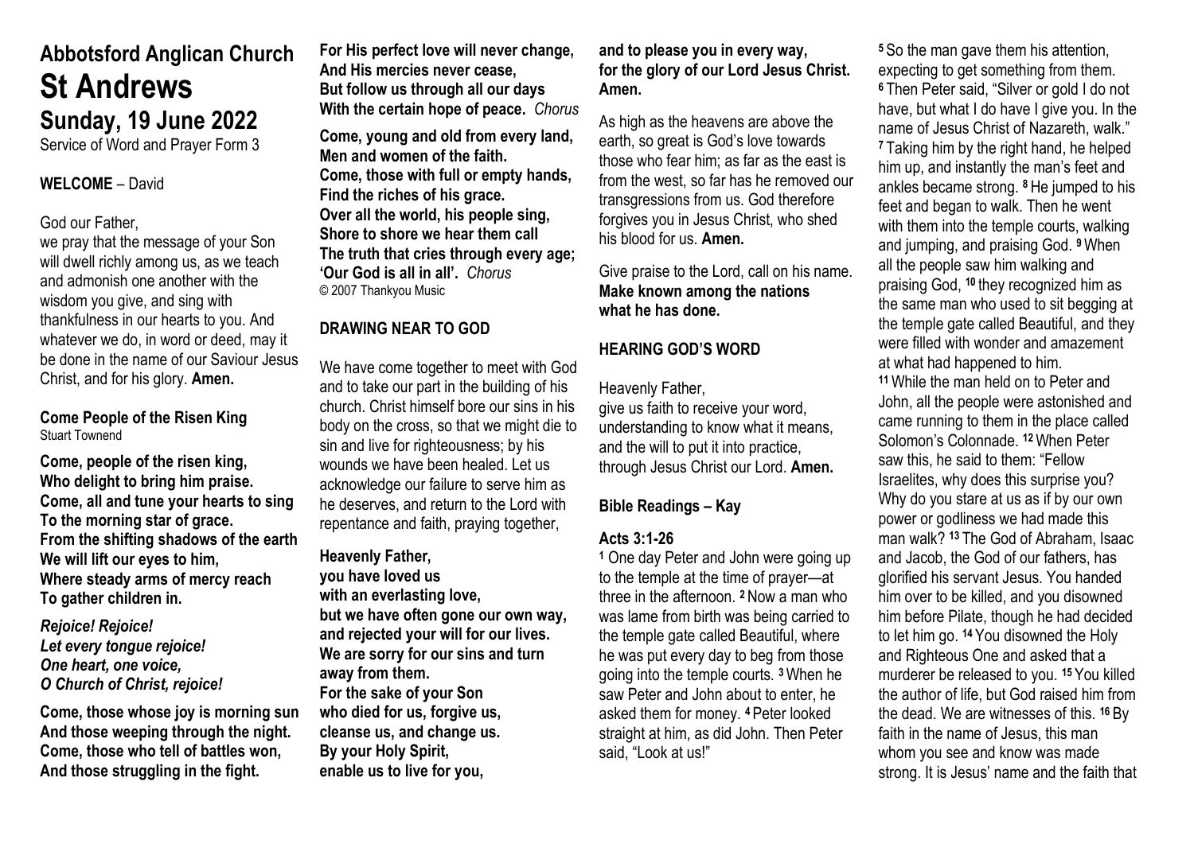# Abbotsford Anglican Church
# St Andrews
## Sunday, 19 June 2022

Service of Word and Prayer Form 3

**WELCOME** – David

God our Father,
we pray that the message of your Son will dwell richly among us, as we teach and admonish one another with the wisdom you give, and sing with thankfulness in our hearts to you. And whatever we do, in word or deed, may it be done in the name of our Saviour Jesus Christ, and for his glory. **Amen.**

**Come People of the Risen King**
Stuart Townend

**Come, people of the risen king,
Who delight to bring him praise.
Come, all and tune your hearts to sing
To the morning star of grace.
From the shifting shadows of the earth
We will lift our eyes to him,
Where steady arms of mercy reach
To gather children in.**

***Rejoice! Rejoice!
Let every tongue rejoice!
One heart, one voice,
O Church of Christ, rejoice!***

**Come, those whose joy is morning sun
And those weeping through the night.
Come, those who tell of battles won,
And those struggling in the fight.
For His perfect love will never change,
And His mercies never cease,
But follow us through all our days
With the certain hope of peace.** *Chorus*

**Come, young and old from every land,
Men and women of the faith.
Come, those with full or empty hands,
Find the riches of his grace.
Over all the world, his people sing,
Shore to shore we hear them call
The truth that cries through every age;
'Our God is all in all'.** *Chorus*
© 2007 Thankyou Music

**DRAWING NEAR TO GOD**

We have come together to meet with God and to take our part in the building of his church. Christ himself bore our sins in his body on the cross, so that we might die to sin and live for righteousness; by his wounds we have been healed. Let us acknowledge our failure to serve him as he deserves, and return to the Lord with repentance and faith, praying together,

**Heavenly Father,
you have loved us
with an everlasting love,
but we have often gone our own way,
and rejected your will for our lives.
We are sorry for our sins and turn away from them.
For the sake of your Son
who died for us, forgive us,
cleanse us, and change us.
By your Holy Spirit,
enable us to live for you,
and to please you in every way,
for the glory of our Lord Jesus Christ.
Amen.**

As high as the heavens are above the earth, so great is God's love towards those who fear him; as far as the east is from the west, so far has he removed our transgressions from us. God therefore forgives you in Jesus Christ, who shed his blood for us. **Amen.**

Give praise to the Lord, call on his name.
**Make known among the nations
what he has done.**

**HEARING GOD'S WORD**

Heavenly Father,
give us faith to receive your word,
understanding to know what it means,
and the will to put it into practice,
through Jesus Christ our Lord. **Amen.**

**Bible Readings – Kay**

**Acts 3:1-26**

**1** One day Peter and John were going up to the temple at the time of prayer—at three in the afternoon. **2** Now a man who was lame from birth was being carried to the temple gate called Beautiful, where he was put every day to beg from those going into the temple courts. **3** When he saw Peter and John about to enter, he asked them for money. **4** Peter looked straight at him, as did John. Then Peter said, "Look at us!"

**5** So the man gave them his attention, expecting to get something from them. **6** Then Peter said, "Silver or gold I do not have, but what I do have I give you. In the name of Jesus Christ of Nazareth, walk." **7** Taking him by the right hand, he helped him up, and instantly the man's feet and ankles became strong. **8** He jumped to his feet and began to walk. Then he went with them into the temple courts, walking and jumping, and praising God. **9** When all the people saw him walking and praising God, **10** they recognized him as the same man who used to sit begging at the temple gate called Beautiful, and they were filled with wonder and amazement at what had happened to him.
**11** While the man held on to Peter and John, all the people were astonished and came running to them in the place called Solomon's Colonnade. **12** When Peter saw this, he said to them: "Fellow Israelites, why does this surprise you? Why do you stare at us as if by our own power or godliness we had made this man walk? **13** The God of Abraham, Isaac and Jacob, the God of our fathers, has glorified his servant Jesus. You handed him over to be killed, and you disowned him before Pilate, though he had decided to let him go. **14** You disowned the Holy and Righteous One and asked that a murderer be released to you. **15** You killed the author of life, but God raised him from the dead. We are witnesses of this. **16** By faith in the name of Jesus, this man whom you see and know was made strong. It is Jesus' name and the faith that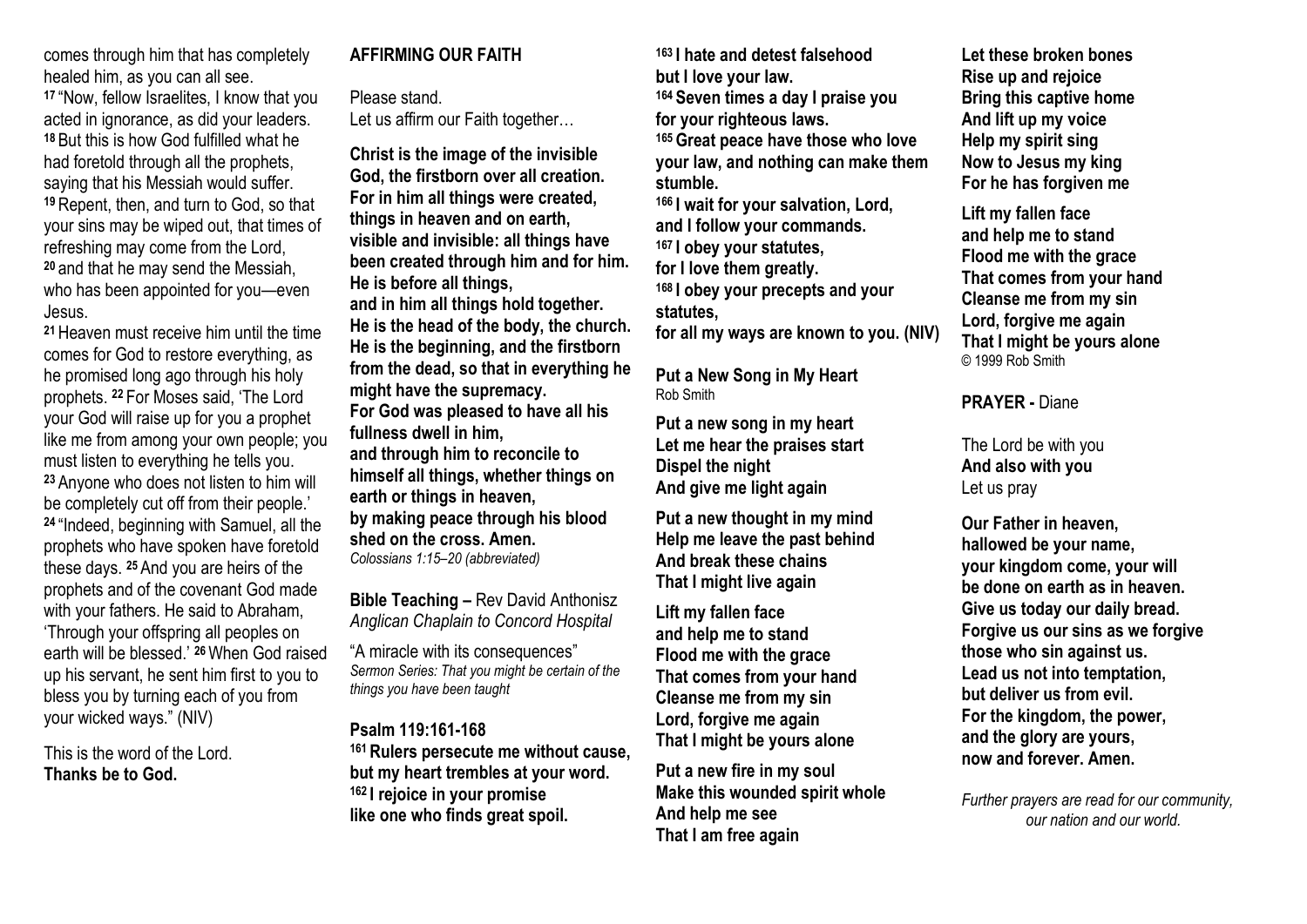comes through him that has completely healed him, as you can all see.
[17] "Now, fellow Israelites, I know that you acted in ignorance, as did your leaders. [18] But this is how God fulfilled what he had foretold through all the prophets, saying that his Messiah would suffer. [19] Repent, then, and turn to God, so that your sins may be wiped out, that times of refreshing may come from the Lord, [20] and that he may send the Messiah, who has been appointed for you—even Jesus.
[21] Heaven must receive him until the time comes for God to restore everything, as he promised long ago through his holy prophets. [22] For Moses said, 'The Lord your God will raise up for you a prophet like me from among your own people; you must listen to everything he tells you. [23] Anyone who does not listen to him will be completely cut off from their people.' [24] "Indeed, beginning with Samuel, all the prophets who have spoken have foretold these days. [25] And you are heirs of the prophets and of the covenant God made with your fathers. He said to Abraham, 'Through your offspring all peoples on earth will be blessed.' [26] When God raised up his servant, he sent him first to you to bless you by turning each of you from your wicked ways." (NIV)

This is the word of the Lord.
**Thanks be to God.**

**AFFIRMING OUR FAITH**

Please stand.
Let us affirm our Faith together…

**Christ is the image of the invisible God, the firstborn over all creation. For in him all things were created, things in heaven and on earth, visible and invisible: all things have been created through him and for him. He is before all things, and in him all things hold together. He is the head of the body, the church. He is the beginning, and the firstborn from the dead, so that in everything he might have the supremacy. For God was pleased to have all his fullness dwell in him, and through him to reconcile to himself all things, whether things on earth or things in heaven, by making peace through his blood shed on the cross. Amen.**
*Colossians 1:15–20 (abbreviated)*

**Bible Teaching –** Rev David Anthonisz
*Anglican Chaplain to Concord Hospital*

"A miracle with its consequences"
*Sermon Series: That you might be certain of the things you have been taught*

**Psalm 119:161-168**
**[161] Rulers persecute me without cause, but my heart trembles at your word.**
**[162] I rejoice in your promise like one who finds great spoil.**
**[163] I hate and detest falsehood but I love your law.**
**[164] Seven times a day I praise you for your righteous laws.**
**[165] Great peace have those who love your law, and nothing can make them stumble.**
**[166] I wait for your salvation, Lord, and I follow your commands.**
**[167] I obey your statutes, for I love them greatly.**
**[168] I obey your precepts and your statutes, for all my ways are known to you. (NIV)**

**Put a New Song in My Heart**
Rob Smith

**Put a new song in my heart**
**Let me hear the praises start**
**Dispel the night**
**And give me light again**

**Put a new thought in my mind**
**Help me leave the past behind**
**And break these chains**
**That I might live again**

**Lift my fallen face**
**and help me to stand**
**Flood me with the grace**
**That comes from your hand**
**Cleanse me from my sin**
**Lord, forgive me again**
**That I might be yours alone**

**Put a new fire in my soul**
**Make this wounded spirit whole**
**And help me see**
**That I am free again**

**Let these broken bones**
**Rise up and rejoice**
**Bring this captive home**
**And lift up my voice**
**Help my spirit sing**
**Now to Jesus my king**
**For he has forgiven me**

**Lift my fallen face**
**and help me to stand**
**Flood me with the grace**
**That comes from your hand**
**Cleanse me from my sin**
**Lord, forgive me again**
**That I might be yours alone**
© 1999 Rob Smith

**PRAYER -** Diane

The Lord be with you
**And also with you**
Let us pray

**Our Father in heaven, hallowed be your name, your kingdom come, your will be done on earth as in heaven. Give us today our daily bread. Forgive us our sins as we forgive those who sin against us. Lead us not into temptation, but deliver us from evil. For the kingdom, the power, and the glory are yours, now and forever. Amen.**

*Further prayers are read for our community, our nation and our world.*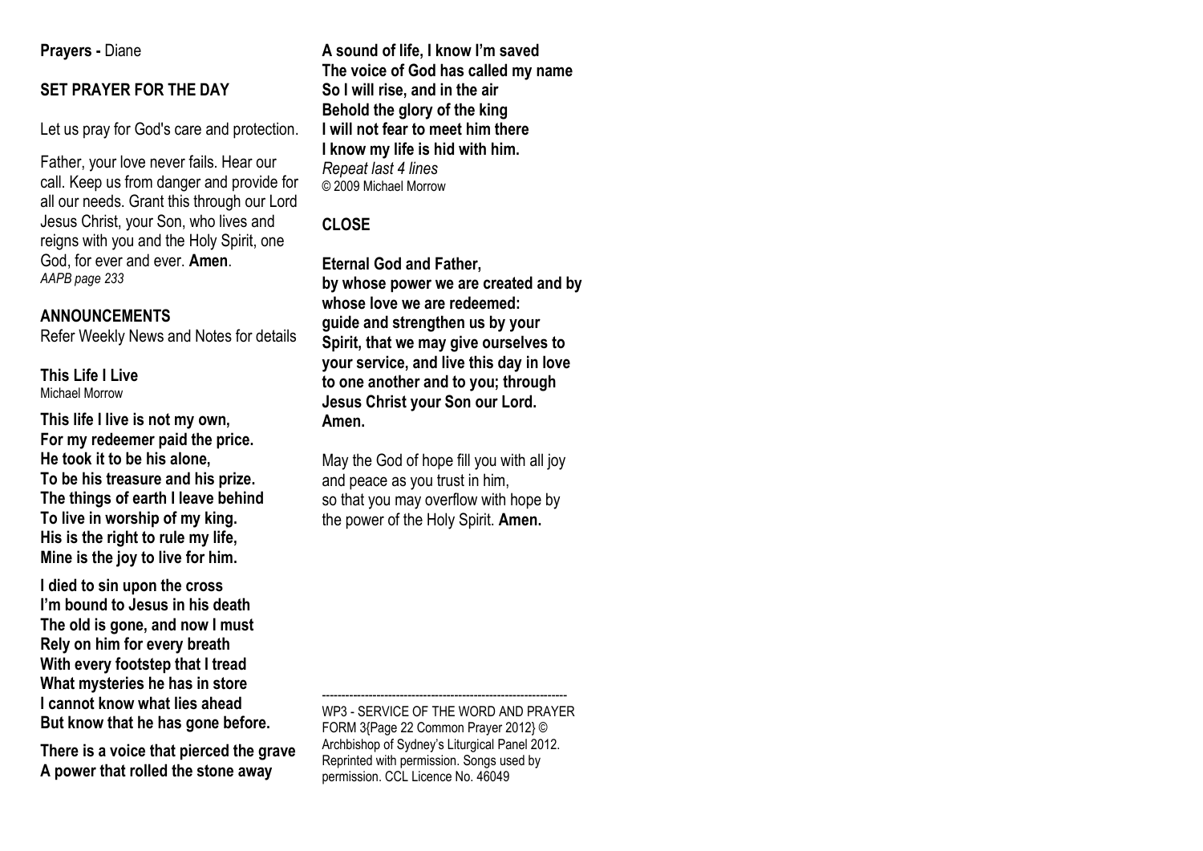**Prayers -** Diane

**SET PRAYER FOR THE DAY**

Let us pray for God's care and protection.

Father, your love never fails. Hear our call. Keep us from danger and provide for all our needs. Grant this through our Lord Jesus Christ, your Son, who lives and reigns with you and the Holy Spirit, one God, for ever and ever. **Amen**.
*AAPB page 233*

**ANNOUNCEMENTS**
Refer Weekly News and Notes for details

**This Life I Live**
Michael Morrow

**This life I live is not my own,**
**For my redeemer paid the price.**
**He took it to be his alone,**
**To be his treasure and his prize.**
**The things of earth I leave behind**
**To live in worship of my king.**
**His is the right to rule my life,**
**Mine is the joy to live for him.**

**I died to sin upon the cross**
**I'm bound to Jesus in his death**
**The old is gone, and now I must**
**Rely on him for every breath**
**With every footstep that I tread**
**What mysteries he has in store**
**I cannot know what lies ahead**
**But know that he has gone before.**

**There is a voice that pierced the grave**
**A power that rolled the stone away**
**A sound of life, I know I'm saved**
**The voice of God has called my name**
**So I will rise, and in the air**
**Behold the glory of the king**
**I will not fear to meet him there**
**I know my life is hid with him.**
*Repeat last 4 lines*
© 2009 Michael Morrow

**CLOSE**

**Eternal God and Father,**
**by whose power we are created and by whose love we are redeemed:**
**guide and strengthen us by your Spirit, that we may give ourselves to your service, and live this day in love to one another and to you; through Jesus Christ your Son our Lord.**
**Amen.**

May the God of hope fill you with all joy and peace as you trust in him,
so that you may overflow with hope by the power of the Holy Spirit. **Amen.**

---------------------------------------------------------------
WP3 - SERVICE OF THE WORD AND PRAYER FORM 3{Page 22 Common Prayer 2012} © Archbishop of Sydney's Liturgical Panel 2012. Reprinted with permission. Songs used by permission. CCL Licence No. 46049